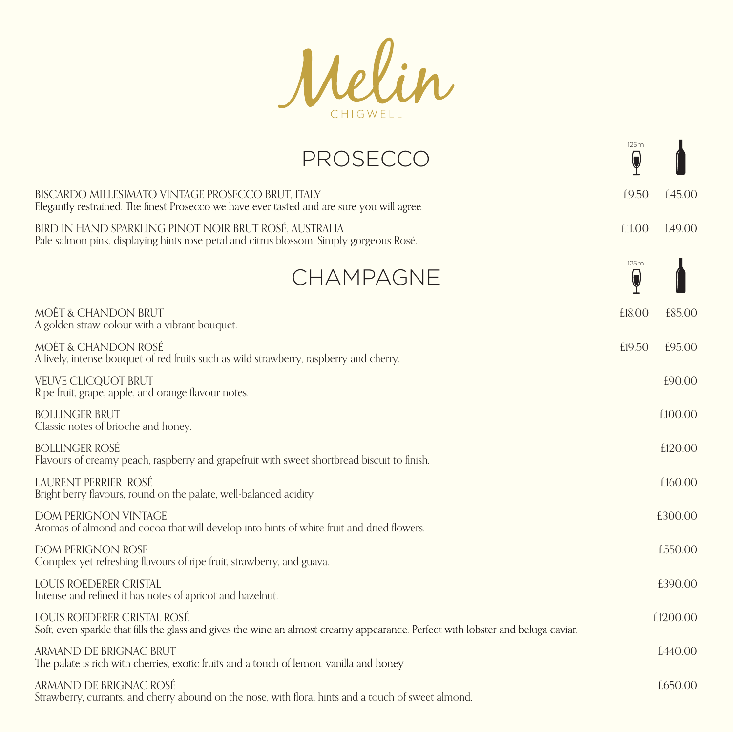# Melin

CHIGWELL

## PROSECCO

| | 125ml | Bottle |
|---|---|---|
| BISCARDO MILLESIMATO VINTAGE PROSECCO BRUT, ITALY<br>Elegantly restrained. The finest Prosecco we have ever tasted and are sure you will agree. | £9.50 | £45.00 |
| BIRD IN HAND SPARKLING PINOT NOIR BRUT ROSÉ, AUSTRALIA<br>Pale salmon pink, displaying hints rose petal and citrus blossom. Simply gorgeous Rosé. | £11.00 | £49.00 |

## CHAMPAGNE

| | 125ml | Bottle |
|---|---|---|
| MOËT & CHANDON BRUT<br>A golden straw colour with a vibrant bouquet. | £18.00 | £85.00 |
| MOËT & CHANDON ROSÉ<br>A lively, intense bouquet of red fruits such as wild strawberry, raspberry and cherry. | £19.50 | £95.00 |
| VEUVE CLICQUOT BRUT<br>Ripe fruit, grape, apple, and orange flavour notes. | | £90.00 |
| BOLLINGER BRUT<br>Classic notes of brioche and honey. | | £100.00 |
| BOLLINGER ROSÉ<br>Flavours of creamy peach, raspberry and grapefruit with sweet shortbread biscuit to finish. | | £120.00 |
| LAURENT PERRIER ROSÉ<br>Bright berry flavours, round on the palate, well-balanced acidity. | | £160.00 |
| DOM PERIGNON VINTAGE<br>Aromas of almond and cocoa that will develop into hints of white fruit and dried flowers. | | £300.00 |
| DOM PERIGNON ROSE<br>Complex yet refreshing flavours of ripe fruit, strawberry, and guava. | | £550.00 |
| LOUIS ROEDERER CRISTAL<br>Intense and refined it has notes of apricot and hazelnut. | | £390.00 |
| LOUIS ROEDERER CRISTAL ROSÉ<br>Soft, even sparkle that fills the glass and gives the wine an almost creamy appearance. Perfect with lobster and beluga caviar. | | £1200.00 |
| ARMAND DE BRIGNAC BRUT<br>The palate is rich with cherries, exotic fruits and a touch of lemon, vanilla and honey | | £440.00 |
| ARMAND DE BRIGNAC ROSÉ<br>Strawberry, currants, and cherry abound on the nose, with floral hints and a touch of sweet almond. | | £650.00 |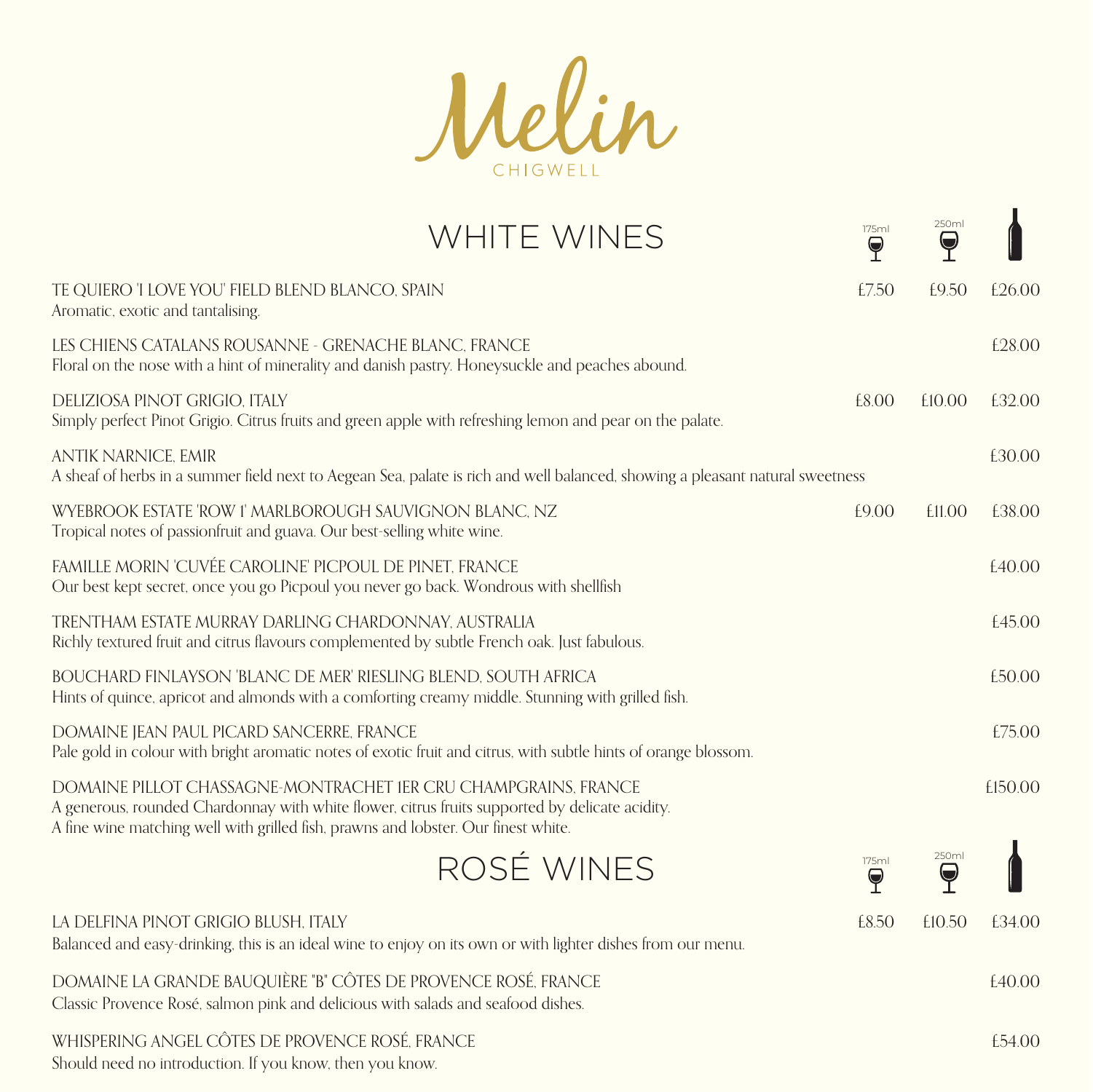# Melin

CHIGWELL

## WHITE WINES

| | 175ml | 250ml | Bottle |
|---|---|---|---|
| TE QUIERO 'I LOVE YOU' FIELD BLEND BLANCO, SPAIN<br>Aromatic, exotic and tantalising. | £7.50 | £9.50 | £26.00 |
| LES CHIENS CATALANS ROUSANNE - GRENACHE BLANC, FRANCE<br>Floral on the nose with a hint of minerality and danish pastry. Honeysuckle and peaches abound. | | | £28.00 |
| DELIZIOSA PINOT GRIGIO, ITALY<br>Simply perfect Pinot Grigio. Citrus fruits and green apple with refreshing lemon and pear on the palate. | £8.00 | £10.00 | £32.00 |
| ANTIK NARNICE, EMIR<br>A sheaf of herbs in a summer field next to Aegean Sea, palate is rich and well balanced, showing a pleasant natural sweetness | | | £30.00 |
| WYEBROOK ESTATE 'ROW 1' MARLBOROUGH SAUVIGNON BLANC, NZ<br>Tropical notes of passionfruit and guava. Our best-selling white wine. | £9.00 | £11.00 | £38.00 |
| FAMILLE MORIN 'CUVÉE CAROLINE' PICPOUL DE PINET, FRANCE<br>Our best kept secret, once you go Picpoul you never go back. Wondrous with shellfish | | | £40.00 |
| TRENTHAM ESTATE MURRAY DARLING CHARDONNAY, AUSTRALIA<br>Richly textured fruit and citrus flavours complemented by subtle French oak. Just fabulous. | | | £45.00 |
| BOUCHARD FINLAYSON 'BLANC DE MER' RIESLING BLEND, SOUTH AFRICA<br>Hints of quince, apricot and almonds with a comforting creamy middle. Stunning with grilled fish. | | | £50.00 |
| DOMAINE JEAN PAUL PICARD SANCERRE, FRANCE<br>Pale gold in colour with bright aromatic notes of exotic fruit and citrus, with subtle hints of orange blossom. | | | £75.00 |
| DOMAINE PILLOT CHASSAGNE-MONTRACHET 1ER CRU CHAMPGRAINS, FRANCE<br>A generous, rounded Chardonnay with white flower, citrus fruits supported by delicate acidity.<br>A fine wine matching well with grilled fish, prawns and lobster. Our finest white. | | | £150.00 |

## ROSÉ WINES

| | 175ml | 250ml | Bottle |
|---|---|---|---|
| LA DELFINA PINOT GRIGIO BLUSH, ITALY<br>Balanced and easy-drinking, this is an ideal wine to enjoy on its own or with lighter dishes from our menu. | £8.50 | £10.50 | £34.00 |
| DOMAINE LA GRANDE BAUQUIÈRE "B" CÔTES DE PROVENCE ROSÉ, FRANCE<br>Classic Provence Rosé, salmon pink and delicious with salads and seafood dishes. | | | £40.00 |
| WHISPERING ANGEL CÔTES DE PROVENCE ROSÉ, FRANCE<br>Should need no introduction. If you know, then you know. | | | £54.00 |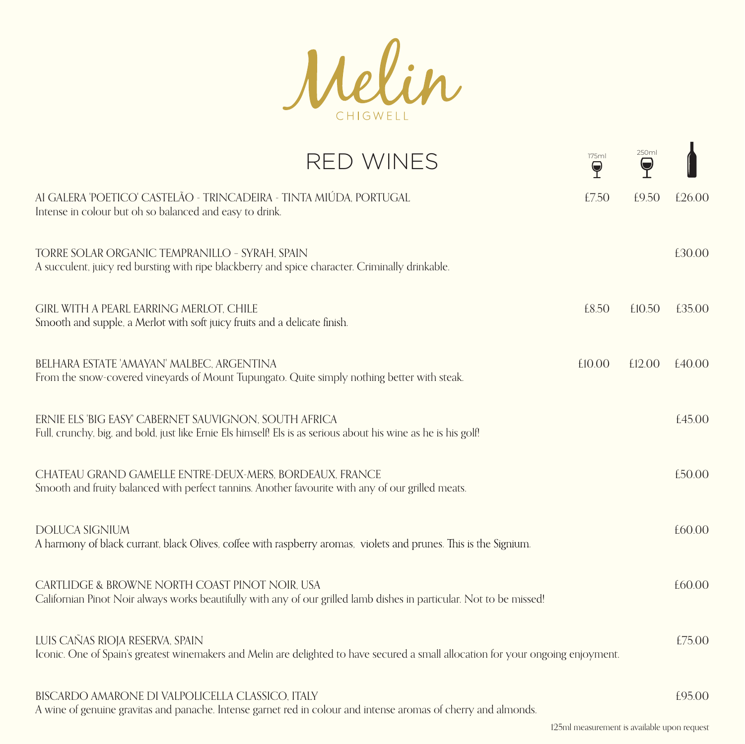# Melin
CHIGWELL

## RED WINES

| | 175ml | 250ml | Bottle |
|---|---|---|---|
| AI GALERA 'POETICO' CASTELÃO - TRINCADEIRA - TINTA MIÚDA, PORTUGAL<br>Intense in colour but oh so balanced and easy to drink. | £7.50 | £9.50 | £26.00 |
| TORRE SOLAR ORGANIC TEMPRANILLO - SYRAH, SPAIN<br>A succulent, juicy red bursting with ripe blackberry and spice character. Criminally drinkable. | | | £30.00 |
| GIRL WITH A PEARL EARRING MERLOT, CHILE<br>Smooth and supple, a Merlot with soft juicy fruits and a delicate finish. | £8.50 | £10.50 | £35.00 |
| BELHARA ESTATE 'AMAYAN' MALBEC, ARGENTINA<br>From the snow-covered vineyards of Mount Tupungato. Quite simply nothing better with steak. | £10.00 | £12.00 | £40.00 |
| ERNIE ELS 'BIG EASY' CABERNET SAUVIGNON, SOUTH AFRICA<br>Full, crunchy, big, and bold, just like Ernie Els himself! Els is as serious about his wine as he is his golf! | | | £45.00 |
| CHATEAU GRAND GAMELLE ENTRE-DEUX-MERS, BORDEAUX, FRANCE<br>Smooth and fruity balanced with perfect tannins. Another favourite with any of our grilled meats. | | | £50.00 |
| DOLUCA SIGNIUM<br>A harmony of black currant, black Olives, coffee with raspberry aromas, violets and prunes. This is the Signium. | | | £60.00 |
| CARTLIDGE & BROWNE NORTH COAST PINOT NOIR, USA<br>Californian Pinot Noir always works beautifully with any of our grilled lamb dishes in particular. Not to be missed! | | | £60.00 |
| LUIS CAÑAS RIOJA RESERVA, SPAIN<br>Iconic. One of Spain's greatest winemakers and Melin are delighted to have secured a small allocation for your ongoing enjoyment. | | | £75.00 |
| BISCARDO AMARONE DI VALPOLICELLA CLASSICO, ITALY<br>A wine of genuine gravitas and panache. Intense garnet red in colour and intense aromas of cherry and almonds. | | | £95.00 |

125ml measurement is available upon request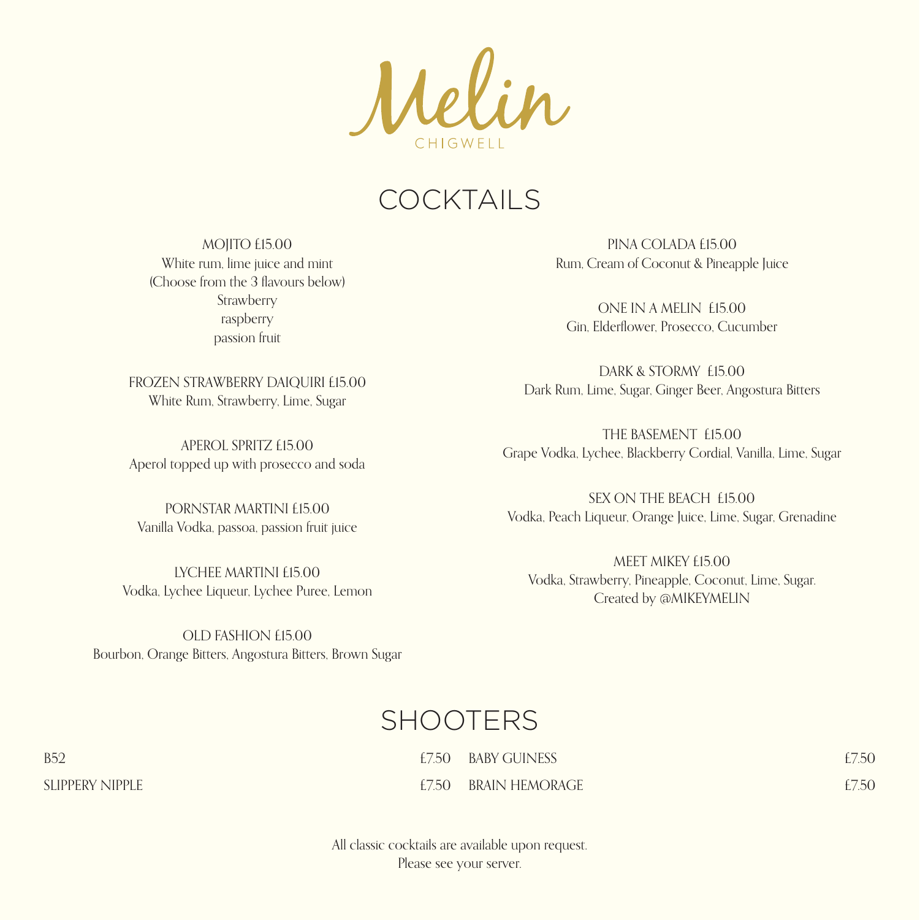# Melin

CHIGWELL

## COCKTAILS

MOJITO £15.00
White rum, lime juice and mint
(Choose from the 3 flavours below)
Strawberry
raspberry
passion fruit

FROZEN STRAWBERRY DAIQUIRI £15.00
White Rum, Strawberry, Lime, Sugar

APEROL SPRITZ £15.00
Aperol topped up with prosecco and soda

PORNSTAR MARTINI £15.00
Vanilla Vodka, passoa, passion fruit juice

LYCHEE MARTINI £15.00
Vodka, Lychee Liqueur, Lychee Puree, Lemon

OLD FASHION £15.00
Bourbon, Orange Bitters, Angostura Bitters, Brown Sugar

PINA COLADA £15.00
Rum, Cream of Coconut & Pineapple Juice

ONE IN A MELIN £15.00
Gin, Elderflower, Prosecco, Cucumber

DARK & STORMY £15.00
Dark Rum, Lime, Sugar, Ginger Beer, Angostura Bitters

THE BASEMENT £15.00
Grape Vodka, Lychee, Blackberry Cordial, Vanilla, Lime, Sugar

SEX ON THE BEACH £15.00
Vodka, Peach Liqueur, Orange Juice, Lime, Sugar, Grenadine

MEET MIKEY £15.00
Vodka, Strawberry, Pineapple, Coconut, Lime, Sugar.
Created by @MIKEYMELIN

## SHOOTERS

| | | | |
|---|---|---|---|
| B52 | £7.50 | BABY GUINESS | £7.50 |
| SLIPPERY NIPPLE | £7.50 | BRAIN HEMORAGE | £7.50 |

All classic cocktails are available upon request.
Please see your server.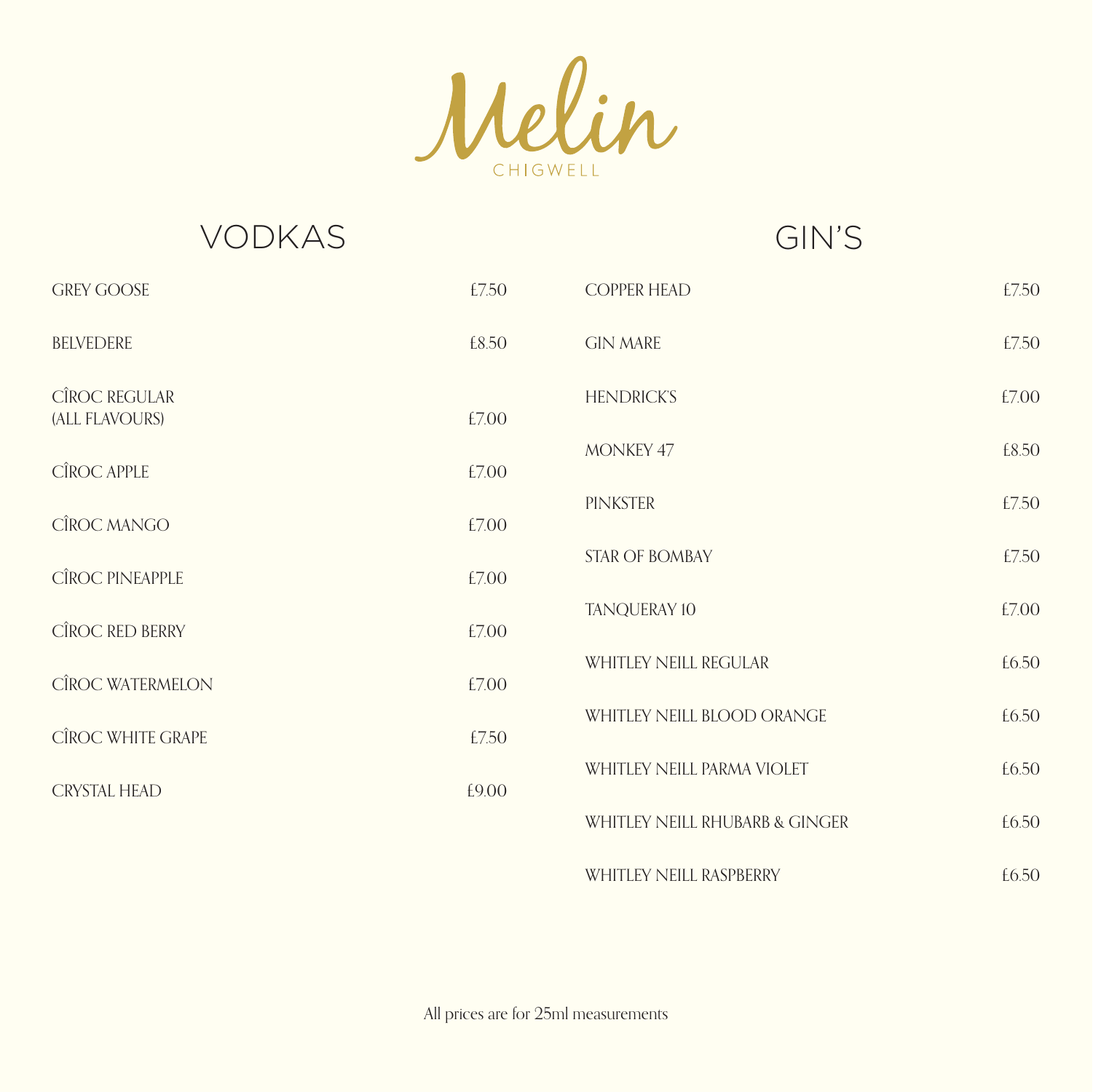# Melin

CHIGWELL

## VODKAS

| | |
|---|---|
| GREY GOOSE | £7.50 |
| BELVEDERE | £8.50 |
| CÎROC REGULAR (ALL FLAVOURS) | £7.00 |
| CÎROC APPLE | £7.00 |
| CÎROC MANGO | £7.00 |
| CÎROC PINEAPPLE | £7.00 |
| CÎROC RED BERRY | £7.00 |
| CÎROC WATERMELON | £7.00 |
| CÎROC WHITE GRAPE | £7.50 |
| CRYSTAL HEAD | £9.00 |

## GIN'S

| | |
|---|---|
| COPPER HEAD | £7.50 |
| GIN MARE | £7.50 |
| HENDRICK'S | £7.00 |
| MONKEY 47 | £8.50 |
| PINKSTER | £7.50 |
| STAR OF BOMBAY | £7.50 |
| TANQUERAY 10 | £7.00 |
| WHITLEY NEILL REGULAR | £6.50 |
| WHITLEY NEILL BLOOD ORANGE | £6.50 |
| WHITLEY NEILL PARMA VIOLET | £6.50 |
| WHITLEY NEILL RHUBARB & GINGER | £6.50 |
| WHITLEY NEILL RASPBERRY | £6.50 |

All prices are for 25ml measurements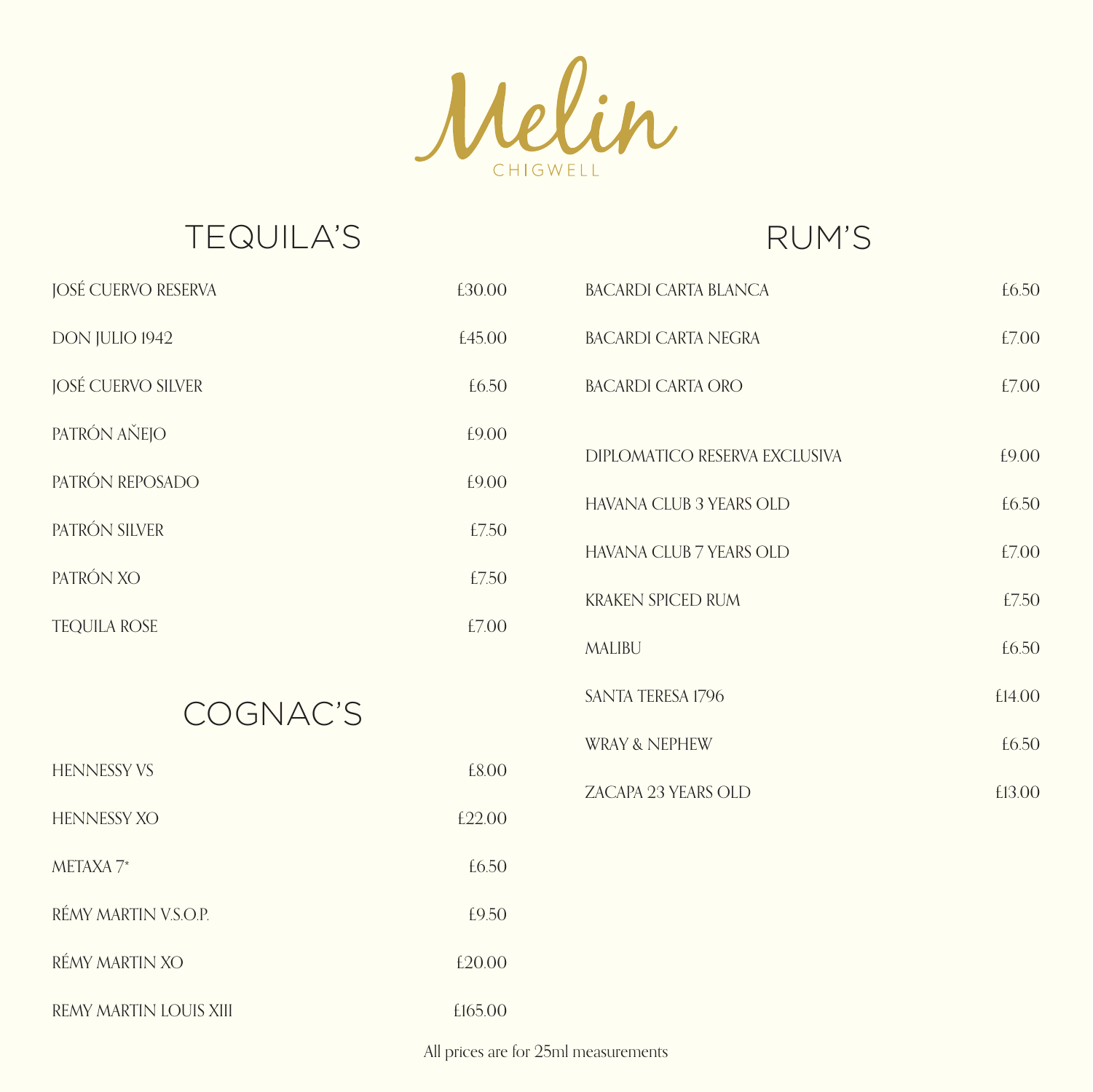# Melin

CHIGWELL

## TEQUILA'S

| Item | Price |
|---|---|
| JOSÉ CUERVO RESERVA | £30.00 |
| DON JULIO 1942 | £45.00 |
| JOSÉ CUERVO SILVER | £6.50 |
| PATRÓN AŇEJO | £9.00 |
| PATRÓN REPOSADO | £9.00 |
| PATRÓN SILVER | £7.50 |
| PATRÓN XO | £7.50 |
| TEQUILA ROSE | £7.00 |

## COGNAC'S

| Item | Price |
|---|---|
| HENNESSY VS | £8.00 |
| HENNESSY XO | £22.00 |
| METAXA 7* | £6.50 |
| RÉMY MARTIN V.S.O.P. | £9.50 |
| RÉMY MARTIN XO | £20.00 |
| REMY MARTIN LOUIS XIII | £165.00 |

## RUM'S

| Item | Price |
|---|---|
| BACARDI CARTA BLANCA | £6.50 |
| BACARDI CARTA NEGRA | £7.00 |
| BACARDI CARTA ORO | £7.00 |
| DIPLOMATICO RESERVA EXCLUSIVA | £9.00 |
| HAVANA CLUB 3 YEARS OLD | £6.50 |
| HAVANA CLUB 7 YEARS OLD | £7.00 |
| KRAKEN SPICED RUM | £7.50 |
| MALIBU | £6.50 |
| SANTA TERESA 1796 | £14.00 |
| WRAY & NEPHEW | £6.50 |
| ZACAPA 23 YEARS OLD | £13.00 |

All prices are for 25ml measurements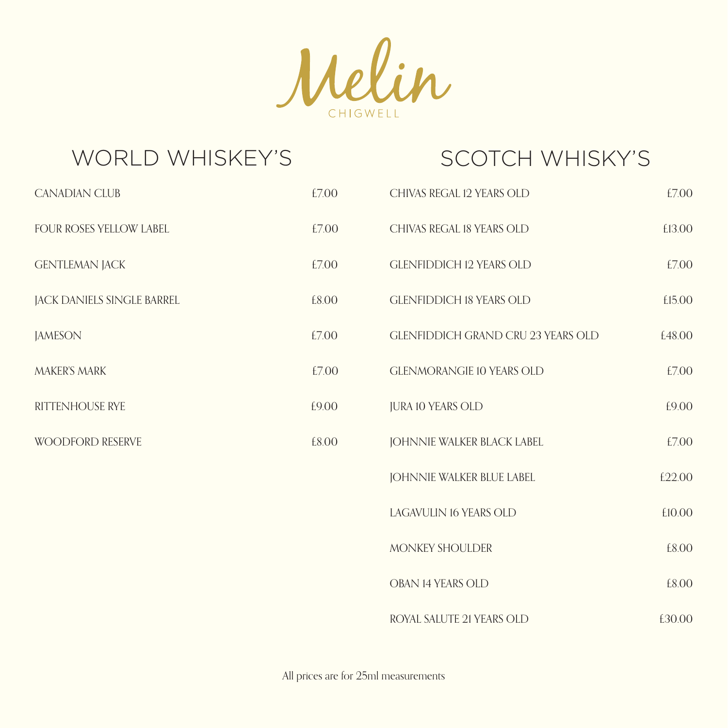# Melin

CHIGWELL

## WORLD WHISKEY'S

| | |
|---|---|
| CANADIAN CLUB | £7.00 |
| FOUR ROSES YELLOW LABEL | £7.00 |
| GENTLEMAN JACK | £7.00 |
| JACK DANIELS SINGLE BARREL | £8.00 |
| JAMESON | £7.00 |
| MAKER'S MARK | £7.00 |
| RITTENHOUSE RYE | £9.00 |
| WOODFORD RESERVE | £8.00 |

## SCOTCH WHISKY'S

| | |
|---|---|
| CHIVAS REGAL 12 YEARS OLD | £7.00 |
| CHIVAS REGAL 18 YEARS OLD | £13.00 |
| GLENFIDDICH 12 YEARS OLD | £7.00 |
| GLENFIDDICH 18 YEARS OLD | £15.00 |
| GLENFIDDICH GRAND CRU 23 YEARS OLD | £48.00 |
| GLENMORANGIE 10 YEARS OLD | £7.00 |
| JURA 10 YEARS OLD | £9.00 |
| JOHNNIE WALKER BLACK LABEL | £7.00 |
| JOHNNIE WALKER BLUE LABEL | £22.00 |
| LAGAVULIN 16 YEARS OLD | £10.00 |
| MONKEY SHOULDER | £8.00 |
| OBAN 14 YEARS OLD | £8.00 |
| ROYAL SALUTE 21 YEARS OLD | £30.00 |

All prices are for 25ml measurements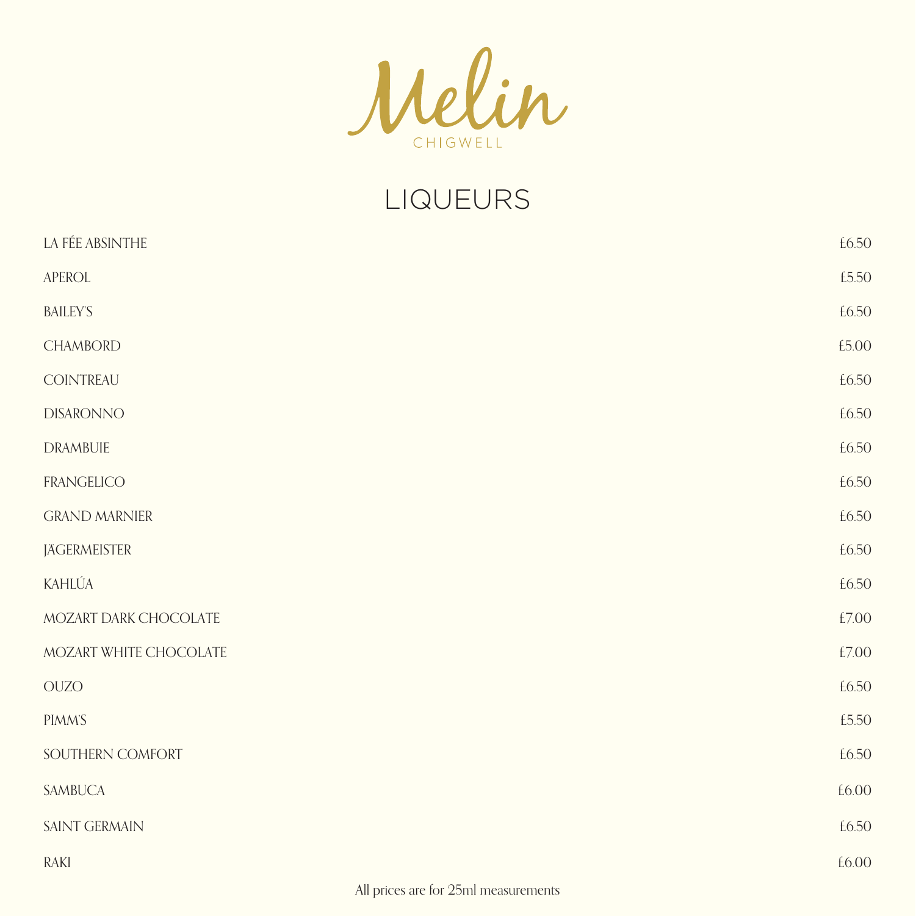Melin

CHIGWELL

# LIQUEURS

| | |
|---|---|
| LA FÉE ABSINTHE | £6.50 |
| APEROL | £5.50 |
| BAILEY'S | £6.50 |
| CHAMBORD | £5.00 |
| COINTREAU | £6.50 |
| DISARONNO | £6.50 |
| DRAMBUIE | £6.50 |
| FRANGELICO | £6.50 |
| GRAND MARNIER | £6.50 |
| JÄGERMEISTER | £6.50 |
| KAHLÚA | £6.50 |
| MOZART DARK CHOCOLATE | £7.00 |
| MOZART WHITE CHOCOLATE | £7.00 |
| OUZO | £6.50 |
| PIMM'S | £5.50 |
| SOUTHERN COMFORT | £6.50 |
| SAMBUCA | £6.00 |
| SAINT GERMAIN | £6.50 |
| RAKI | £6.00 |

All prices are for 25ml measurements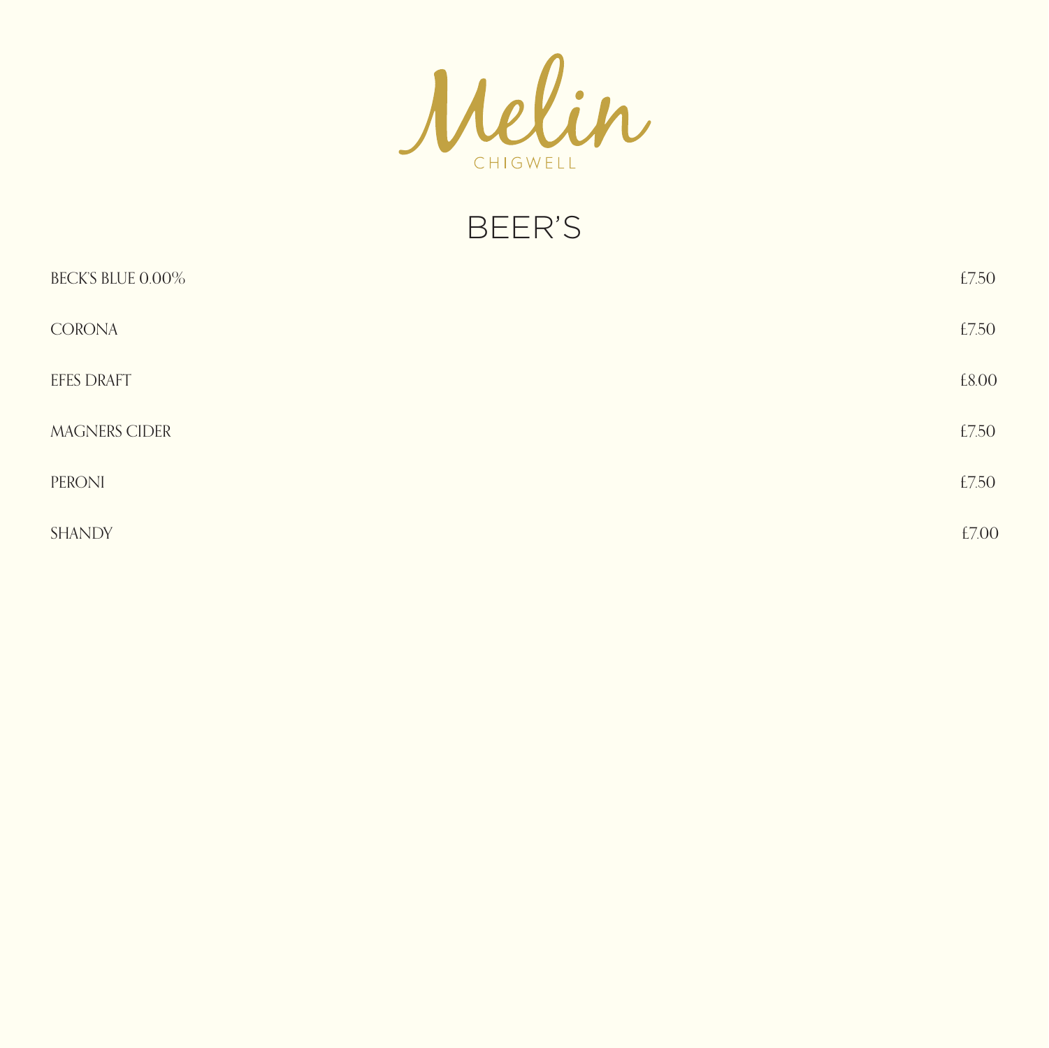# Melin
CHIGWELL

## BEER'S

| | |
|---|---|
| BECK'S BLUE 0.00% | £7.50 |
| CORONA | £7.50 |
| EFES DRAFT | £8.00 |
| MAGNERS CIDER | £7.50 |
| PERONI | £7.50 |
| SHANDY | £7.00 |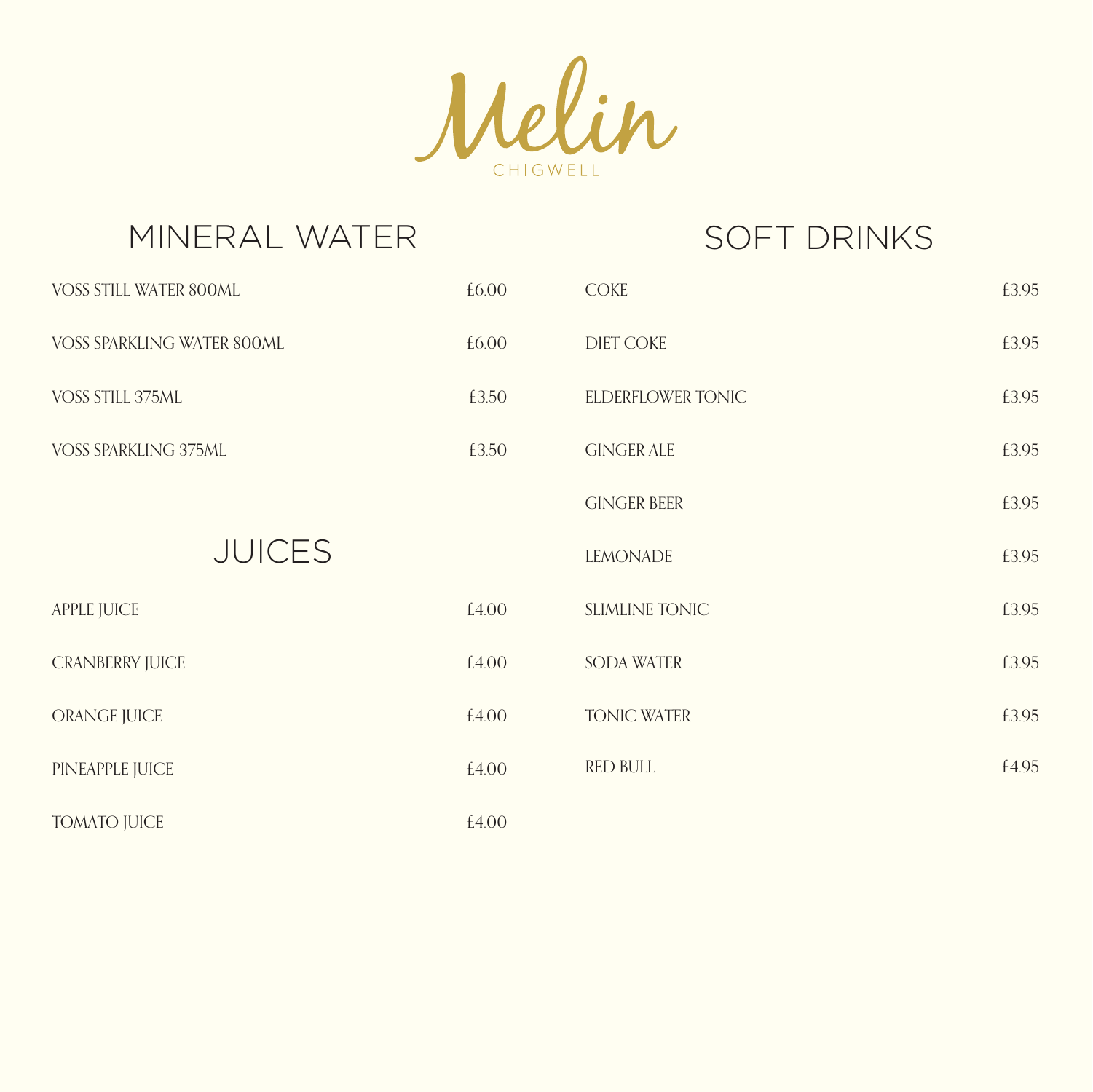# Melin

CHIGWELL

## MINERAL WATER

| | |
|---|---|
| VOSS STILL WATER 800ML | £6.00 |
| VOSS SPARKLING WATER 800ML | £6.00 |
| VOSS STILL 375ML | £3.50 |
| VOSS SPARKLING 375ML | £3.50 |

## JUICES

| | |
|---|---|
| APPLE JUICE | £4.00 |
| CRANBERRY JUICE | £4.00 |
| ORANGE JUICE | £4.00 |
| PINEAPPLE JUICE | £4.00 |
| TOMATO JUICE | £4.00 |

## SOFT DRINKS

| | |
|---|---|
| COKE | £3.95 |
| DIET COKE | £3.95 |
| ELDERFLOWER TONIC | £3.95 |
| GINGER ALE | £3.95 |
| GINGER BEER | £3.95 |
| LEMONADE | £3.95 |
| SLIMLINE TONIC | £3.95 |
| SODA WATER | £3.95 |
| TONIC WATER | £3.95 |
| RED BULL | £4.95 |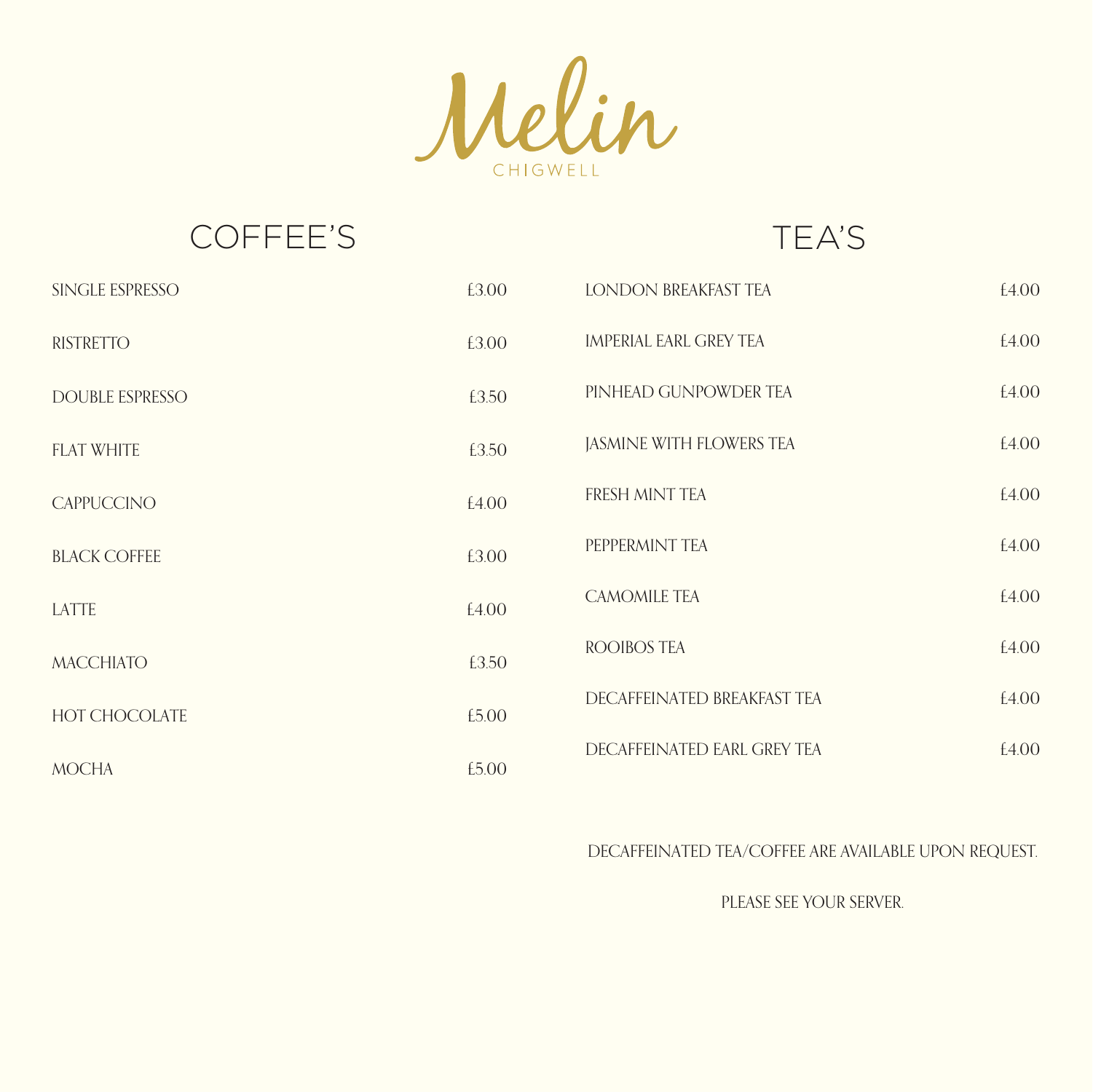# Melin

CHIGWELL

## COFFEE'S

| | |
|---|---|
| SINGLE ESPRESSO | £3.00 |
| RISTRETTO | £3.00 |
| DOUBLE ESPRESSO | £3.50 |
| FLAT WHITE | £3.50 |
| CAPPUCCINO | £4.00 |
| BLACK COFFEE | £3.00 |
| LATTE | £4.00 |
| MACCHIATO | £3.50 |
| HOT CHOCOLATE | £5.00 |
| MOCHA | £5.00 |

## TEA'S

| | |
|---|---|
| LONDON BREAKFAST TEA | £4.00 |
| IMPERIAL EARL GREY TEA | £4.00 |
| PINHEAD GUNPOWDER TEA | £4.00 |
| JASMINE WITH FLOWERS TEA | £4.00 |
| FRESH MINT TEA | £4.00 |
| PEPPERMINT TEA | £4.00 |
| CAMOMILE TEA | £4.00 |
| ROOIBOS TEA | £4.00 |
| DECAFFEINATED BREAKFAST TEA | £4.00 |
| DECAFFEINATED EARL GREY TEA | £4.00 |

DECAFFEINATED TEA/COFFEE ARE AVAILABLE UPON REQUEST.

PLEASE SEE YOUR SERVER.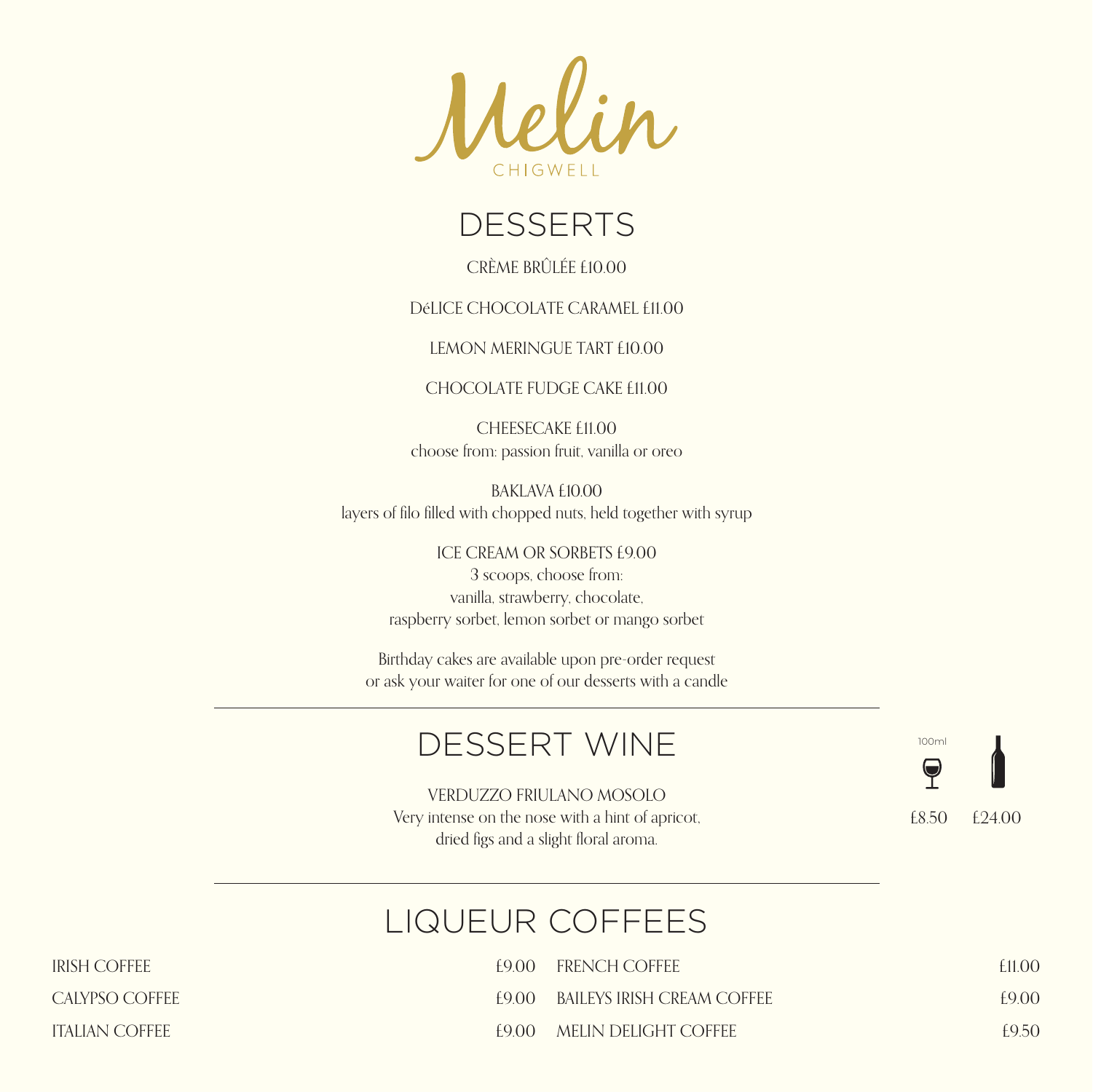Melin

CHIGWELL

# DESSERTS

CRÈME BRÛLÉE £10.00

DéLICE CHOCOLATE CARAMEL £11.00

LEMON MERINGUE TART £10.00

CHOCOLATE FUDGE CAKE £11.00

CHEESECAKE £11.00
choose from: passion fruit, vanilla or oreo

BAKLAVA £10.00
layers of filo filled with chopped nuts, held together with syrup

ICE CREAM OR SORBETS £9.00
3 scoops, choose from:
vanilla, strawberry, chocolate,
raspberry sorbet, lemon sorbet or mango sorbet

Birthday cakes are available upon pre-order request
or ask your waiter for one of our desserts with a candle

# DESSERT WINE

| | 100ml glass | Bottle |
|---|---|---|
| VERDUZZO FRIULANO MOSOLO<br>Very intense on the nose with a hint of apricot, dried figs and a slight floral aroma. | £8.50 | £24.00 |

# LIQUEUR COFFEES

| | | | |
|---|---|---|---|
| IRISH COFFEE | £9.00 | FRENCH COFFEE | £11.00 |
| CALYPSO COFFEE | £9.00 | BAILEYS IRISH CREAM COFFEE | £9.00 |
| ITALIAN COFFEE | £9.00 | MELIN DELIGHT COFFEE | £9.50 |